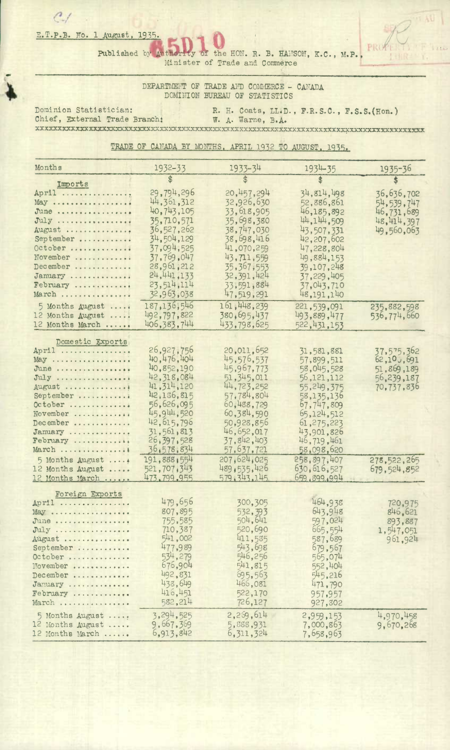E.T.P.B. No. 1 August, 1935.

Published by Authority of the HON. R. B. HANSON, K.C., M.P., Minister of Trade and Commerce

DEPARTMENT OF TRADE AND COMMERCE - CANADA
DOMINION BUREAU OF STATISTICS

Dominion Statistician: R. H. Coats, LL.D., F.R.S.C., F.S.S.(Hon.)
Chief, External Trade Branch: W. A. Warne, B.A.

## TRADE OF CANADA BY MONTHS, APRIL 1932 TO AUGUST, 1935.

| Months | 1932-33 | 1933-34 | 1934-35 | 1935-36 |
|---|---|---|---|---|
| | $ | $ | $ | $ |
| **Imports** | | | | |
| April | 29,794,296 | 20,457,294 | 34,814,498 | 36,636,702 |
| May | 44,361,312 | 32,926,630 | 52,886,861 | 54,539,747 |
| June | 40,743,105 | 33,618,905 | 46,185,892 | 46,731,689 |
| July | 35,710,571 | 35,698,380 | 44,144,509 | 48,414,397 |
| August | 36,527,262 | 38,747,030 | 43,507,331 | 49,560,063 |
| September | 34,504,129 | 38,698,416 | 42,207,602 | |
| October | 37,094,525 | 41,070,259 | 47,228,804 | |
| November | 37,769,047 | 43,711,559 | 49,884,153 | |
| December | 28,961,212 | 35,367,553 | 39,107,248 | |
| January | 24,441,133 | 32,391,424 | 37,229,405 | |
| February | 23,514,114 | 33,591,884 | 37,043,710 | |
| March | 32,963,038 | 47,519,291 | 48,191,140 | |
| 5 Months August | 187,136,546 | 161,448,239 | 221,539,091 | 235,882,598 |
| 12 Months August | 492,797,822 | 380,695,437 | 493,889,477 | 536,774,660 |
| 12 Months March | 406,383,744 | 433,798,625 | 522,431,153 | |
| **Domestic Exports** | | | | |
| April | 26,927,756 | 20,011,652 | 31,581,881 | 37,575,362 |
| May | 40,476,404 | 45,576,537 | 57,899,511 | 62,10,691 |
| June | 40,852,190 | 45,967,773 | 58,045,528 | 51,869,189 |
| July | 42,318,084 | 51,345,011 | 56,121,112 | 56,239,187 |
| August | 41,314,120 | 44,723,252 | 55,249,375 | 70,737,836 |
| September | 42,186,815 | 57,784,804 | 58,135,136 | |
| October | 56,626,095 | 60,488,729 | 67,747,809 | |
| November | 45,944,520 | 60,384,590 | 65,124,512 | |
| December | 42,615,796 | 50,928,856 | 61,275,223 | |
| January | 31,561,813 | 46,652,017 | 43,901,826 | |
| February | 26,397,528 | 37,842,403 | 46,719,461 | |
| March | 36,578,834 | 57,637,721 | 58,098,620 | |
| 5 Months August | 191,888,554 | 207,624,025 | 258,897,407 | 278,522,265 |
| 12 Months August | 521,707,343 | 489,535,426 | 630,616,527 | 679,524,852 |
| 12 Months March | 473,799,955 | 579,343,145 | 659,899,994 | |
| **Foreign Exports** | | | | |
| April | 479,656 | 300,305 | 464,938 | 720,975 |
| May | 807,895 | 532,393 | 643,948 | 846,621 |
| June | 755,585 | 504,641 | 597,024 | 893,887 |
| July | 710,387 | 520,690 | 665,554 | 1,547,051 |
| August | 541,002 | 411,585 | 587,689 | 961,924 |
| September | 477,989 | 543,698 | 679,567 | |
| October | 534,279 | 546,256 | 565,074 | |
| November | 676,904 | 541,815 | 552,404 | |
| December | 492,831 | 695,563 | 545,216 | |
| January | 438,649 | 466,081 | 471,790 | |
| February | 416,451 | 522,170 | 957,957 | |
| March | 582,214 | 726,127 | 927,302 | |
| 5 Months August | 3,294,525 | 2,269,614 | 2,959,153 | 4,970,458 |
| 12 Months August | 9,667,369 | 5,888,931 | 7,000,863 | 9,670,268 |
| 12 Months March | 6,913,842 | 6,311,324 | 7,658,963 | |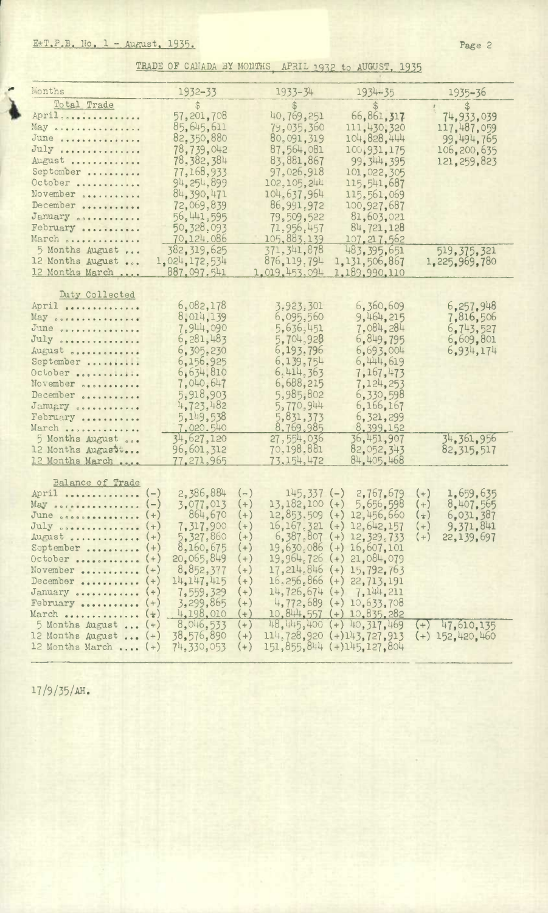E+T.P.B. No. 1 - August, 1935.

## TRADE OF CANADA BY MONTHS, APRIL 1932 to AUGUST, 1935

| Months | 1932-33 | 1933-34 | 1934-35 | 1935-36 |
|---|---|---|---|---|
| **Total Trade** | $ | $ | $ | $ |
| April | 57,201,708 | 40,769,251 | 66,861,317 | 74,933,039 |
| May | 85,645,611 | 79,035,360 | 111,430,320 | 117,487,059 |
| June | 82,350,880 | 80,091,319 | 104,828,444 | 99,494,765 |
| July | 78,739,042 | 87,564,081 | 100,931,175 | 106,200,635 |
| August | 78,382,384 | 83,881,867 | 99,344,395 | 121,259,823 |
| September | 77,168,933 | 97,026,918 | 101,022,305 | |
| October | 94,254,899 | 102,105,244 | 115,541,687 | |
| November | 84,390,471 | 104,637,964 | 115,561,069 | |
| December | 72,069,839 | 86,991,972 | 100,927,687 | |
| January | 56,441,595 | 79,509,522 | 81,603,021 | |
| February | 50,328,093 | 71,956,457 | 84,721,128 | |
| March | 70,124,086 | 105,883,139 | 107,217,562 | |
| 5 Months August | 382,319,625 | 371,341,878 | 483,395,651 | 519,375,321 |
| 12 Months August | 1,024,172,534 | 876,119,794 | 1,131,506,867 | 1,225,969,780 |
| 12 Months March | 887,097,541 | 1,019,453,094 | 1,189,990,110 | |
| **Duty Collected** | | | | |
| April | 6,082,178 | 3,923,301 | 6,360,609 | 6,257,948 |
| May | 8,014,139 | 6,095,560 | 9,464,215 | 7,816,506 |
| June | 7,944,090 | 5,636,451 | 7,084,284 | 6,743,527 |
| July | 6,281,483 | 5,704,928 | 6,849,795 | 6,609,801 |
| August | 6,305,230 | 6,193,796 | 6,693,004 | 6,934,174 |
| September | 6,156,925 | 6,139,754 | 6,444,619 | |
| October | 6,634,810 | 6,414,363 | 7,167,473 | |
| November | 7,040,647 | 6,688,215 | 7,124,253 | |
| December | 5,918,903 | 5,985,802 | 6,330,598 | |
| January | 4,723,482 | 5,770,944 | 6,166,167 | |
| February | 5,149,538 | 5,831,373 | 6,321,299 | |
| March | 7,020,540 | 8,769,985 | 8,399,152 | |
| 5 Months August | 34,627,120 | 27,554,036 | 36,451,907 | 34,361,956 |
| 12 Months August | 96,601,312 | 70,198,881 | 82,052,343 | 82,315,517 |
| 12 Months March | 77,271,965 | 73,154,472 | 84,405,468 | |
| **Balance of Trade** | | | | |
| April | (-) 2,386,884 | (-) 145,337 | (-) 2,767,679 | (+) 1,659,635 |
| May | (-) 3,077,013 | (+) 13,182,100 | (+) 5,656,598 | (+) 8,407,565 |
| June | (+) 864,670 | (+) 12,853,509 | (+) 12,456,660 | (+) 6,031,387 |
| July | (+) 7,317,900 | (+) 16,167,321 | (+) 12,642,157 | (+) 9,371,841 |
| August | (+) 5,327,860 | (+) 6,387,807 | (+) 12,329,733 | (+) 22,139,697 |
| September | (+) 8,160,675 | (+) 19,630,086 | (+) 16,607,101 | |
| October | (+) 20,065,849 | (+) 19,964,726 | (+) 21,084,079 | |
| November | (+) 8,852,377 | (+) 17,214,846 | (+) 15,792,763 | |
| December | (+) 14,147,415 | (+) 16,256,866 | (+) 22,713,191 | |
| January | (+) 7,559,329 | (+) 14,726,674 | (+) 7,144,211 | |
| February | (+) 3,299,865 | (+) 4,772,689 | (+) 10,633,708 | |
| March | (+) 4,198,010 | (+) 10,844,557 | (+) 10,835,282 | |
| 5 Months August | (+) 8,046,533 | (+) 48,445,400 | (+) 40,317,469 | (+) 47,610,135 |
| 12 Months August | (+) 38,576,890 | (+) 114,728,920 | (+) 143,727,913 | (+) 152,420,460 |
| 12 Months March | (+) 74,330,053 | (+) 151,855,844 | (+) 145,127,804 | |

17/9/35/AH.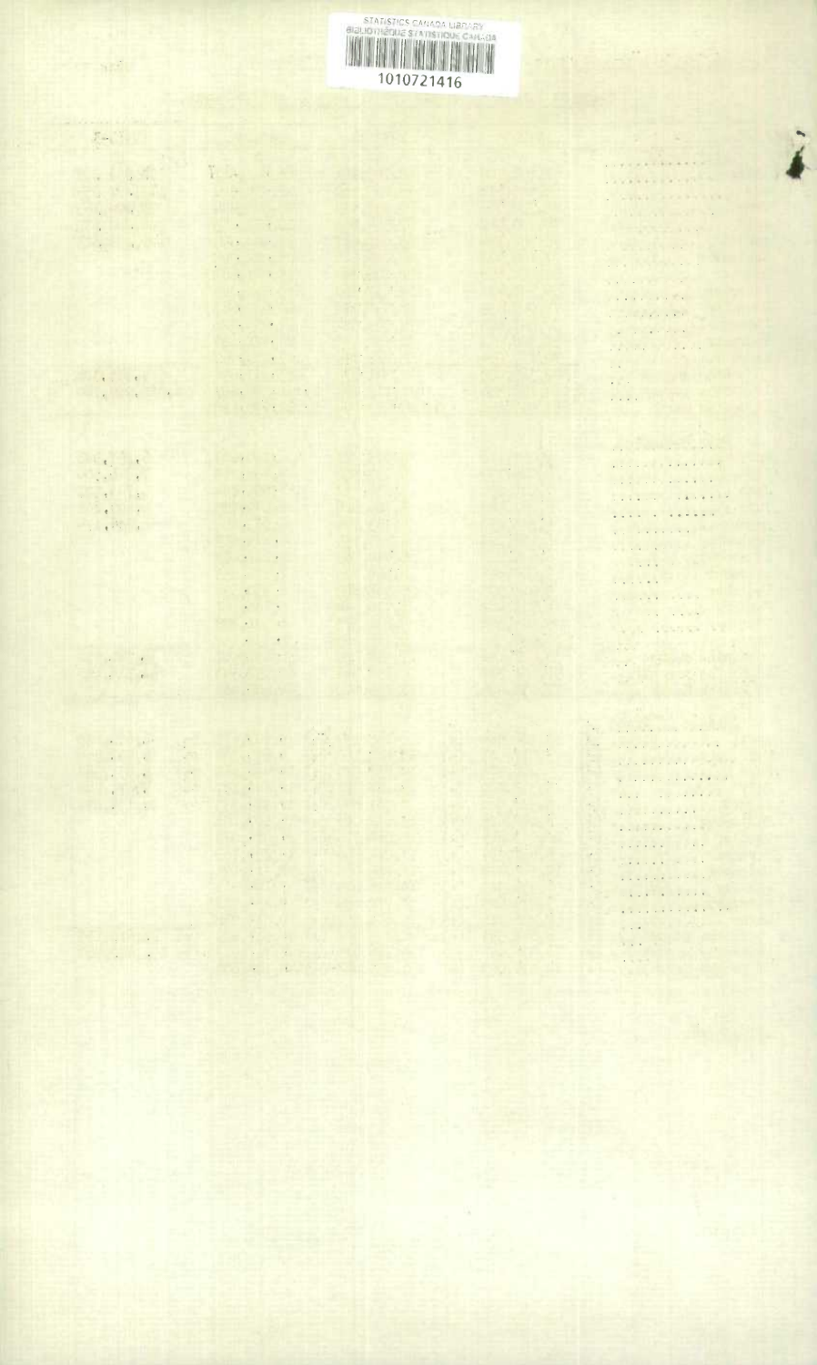STATISTICS CANADA LIBRARY
BIBLIOTHÈQUE STATISTIQUE CANADA

1010721416